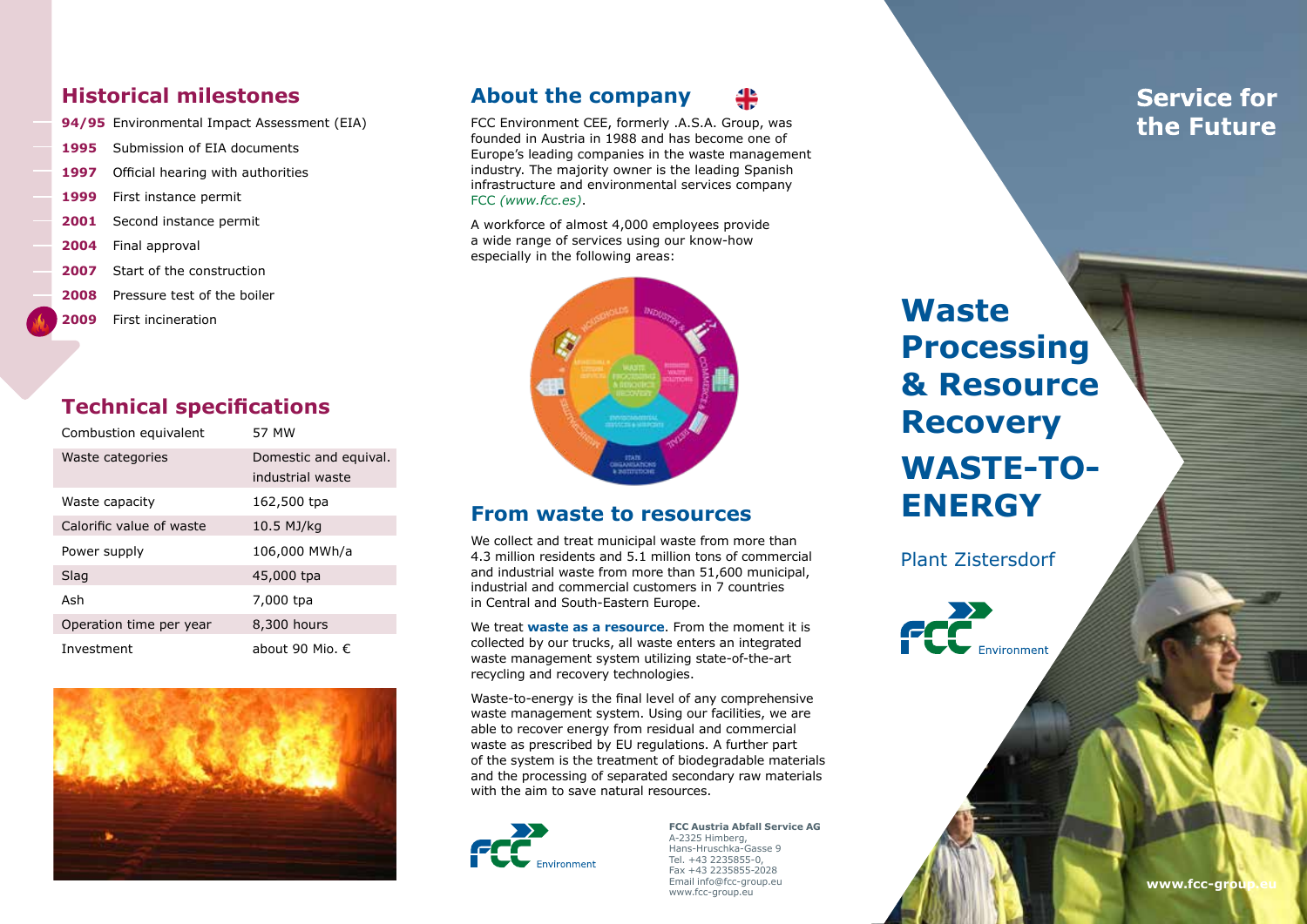## Historical milestones

- **94/95** Environmental Impact Assessment (EIA)
- **1995** Submission of EIA documents
- **1997** Official hearing with authorities
- **1999** First instance permit
- **2001** Second instance permit
- **2004** Final approval
- **2007** Start of the construction
- **2008** Pressure test of the boiler
- **2009** First incineration

## Technical specifications

| | |
|---|---|
| Combustion equivalent | 57 MW |
| Waste categories | Domestic and equival. industrial waste |
| Waste capacity | 162,500 tpa |
| Calorific value of waste | 10.5 MJ/kg |
| Power supply | 106,000 MWh/a |
| Slag | 45,000 tpa |
| Ash | 7,000 tpa |
| Operation time per year | 8,300 hours |
| Investment | about 90 Mio. € |

## About the company

FCC Environment CEE, formerly .A.S.A. Group, was founded in Austria in 1988 and has become one of Europe's leading companies in the waste management industry. The majority owner is the leading Spanish infrastructure and environmental services company FCC *(www.fcc.es)*.

A workforce of almost 4,000 employees provide a wide range of services using our know-how especially in the following areas:

## From waste to resources

We collect and treat municipal waste from more than 4.3 million residents and 5.1 million tons of commercial and industrial waste from more than 51,600 municipal, industrial and commercial customers in 7 countries in Central and South-Eastern Europe.

We treat **waste as a resource**. From the moment it is collected by our trucks, all waste enters an integrated waste management system utilizing state-of-the-art recycling and recovery technologies.

Waste-to-energy is the final level of any comprehensive waste management system. Using our facilities, we are able to recover energy from residual and commercial waste as prescribed by EU regulations. A further part of the system is the treatment of biodegradable materials and the processing of separated secondary raw materials with the aim to save natural resources.

FCC Environment

**FCC Austria Abfall Service AG**
A-2325 Himberg,
Hans-Hruschka-Gasse 9
Tel. +43 2235855-0,
Fax +43 2235855-2028
Email info@fcc-group.eu
www.fcc-group.eu

## Service for the Future

# Waste Processing & Resource Recovery

# WASTE-TO-ENERGY

Plant Zistersdorf

FCC Environment

www.fcc-group.eu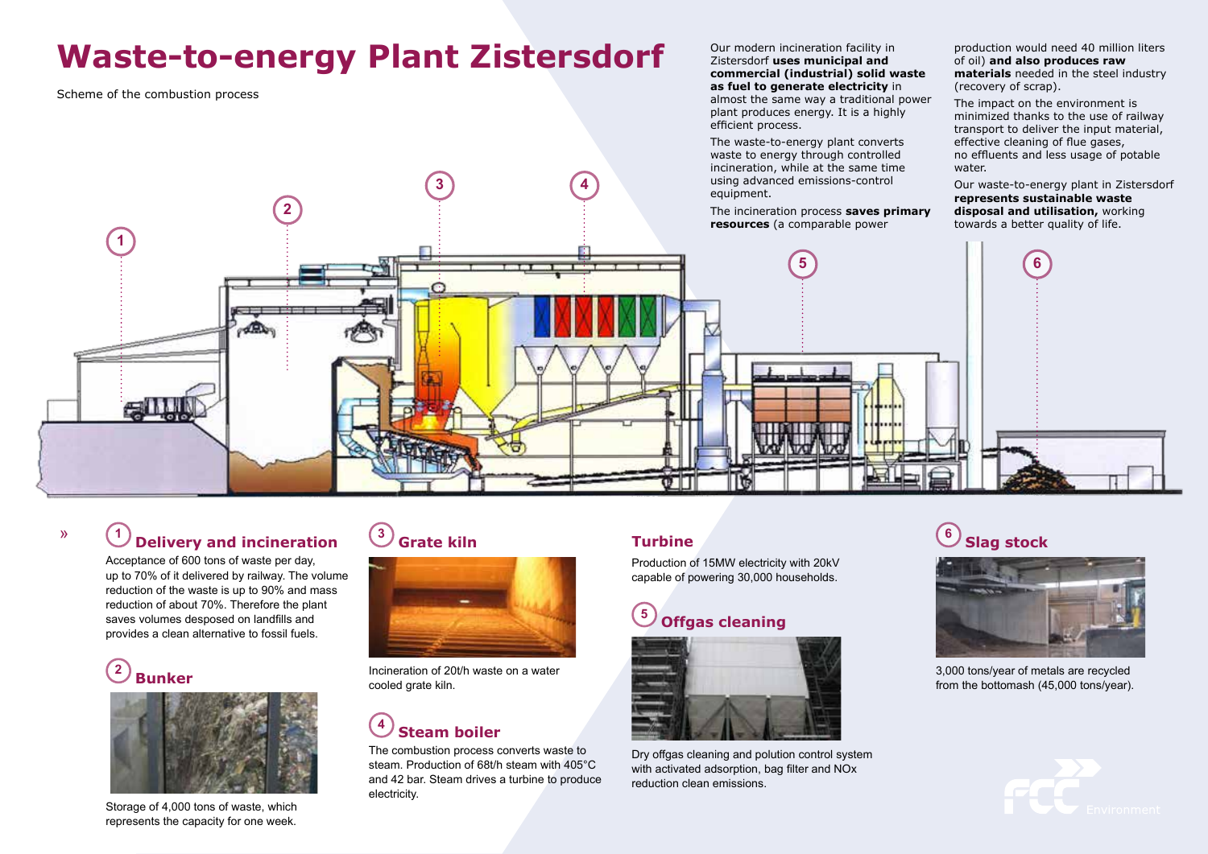# Waste-to-energy Plant Zistersdorf

Scheme of the combustion process

Our modern incineration facility in Zistersdorf **uses municipal and commercial (industrial) solid waste as fuel to generate electricity** in almost the same way a traditional power plant produces energy. It is a highly efficient process.

The waste-to-energy plant converts waste to energy through controlled incineration, while at the same time using advanced emissions-control equipment.

The incineration process **saves primary resources** (a comparable power production would need 40 million liters of oil) **and also produces raw materials** needed in the steel industry (recovery of scrap).

The impact on the environment is minimized thanks to the use of railway transport to deliver the input material, effective cleaning of flue gases, no effluents and less usage of potable water.

Our waste-to-energy plant in Zistersdorf **represents sustainable waste disposal and utilisation,** working towards a better quality of life.

1 2 3 4 5 6

## 1 Delivery and incineration

Acceptance of 600 tons of waste per day, up to 70% of it delivered by railway. The volume reduction of the waste is up to 90% and mass reduction of about 70%. Therefore the plant saves volumes desposed on landfills and provides a clean alternative to fossil fuels.

## 2 Bunker

Storage of 4,000 tons of waste, which represents the capacity for one week.

## 3 Grate kiln

Incineration of 20t/h waste on a water cooled grate kiln.

## 4 Steam boiler

The combustion process converts waste to steam. Production of 68t/h steam with 405°C and 42 bar. Steam drives a turbine to produce electricity.

## Turbine

Production of 15MW electricity with 20kV capable of powering 30,000 households.

## 5 Offgas cleaning

Dry offgas cleaning and polution control system with activated adsorption, bag filter and NOx reduction clean emissions.

## 6 Slag stock

3,000 tons/year of metals are recycled from the bottomash (45,000 tons/year).

FCC Environment